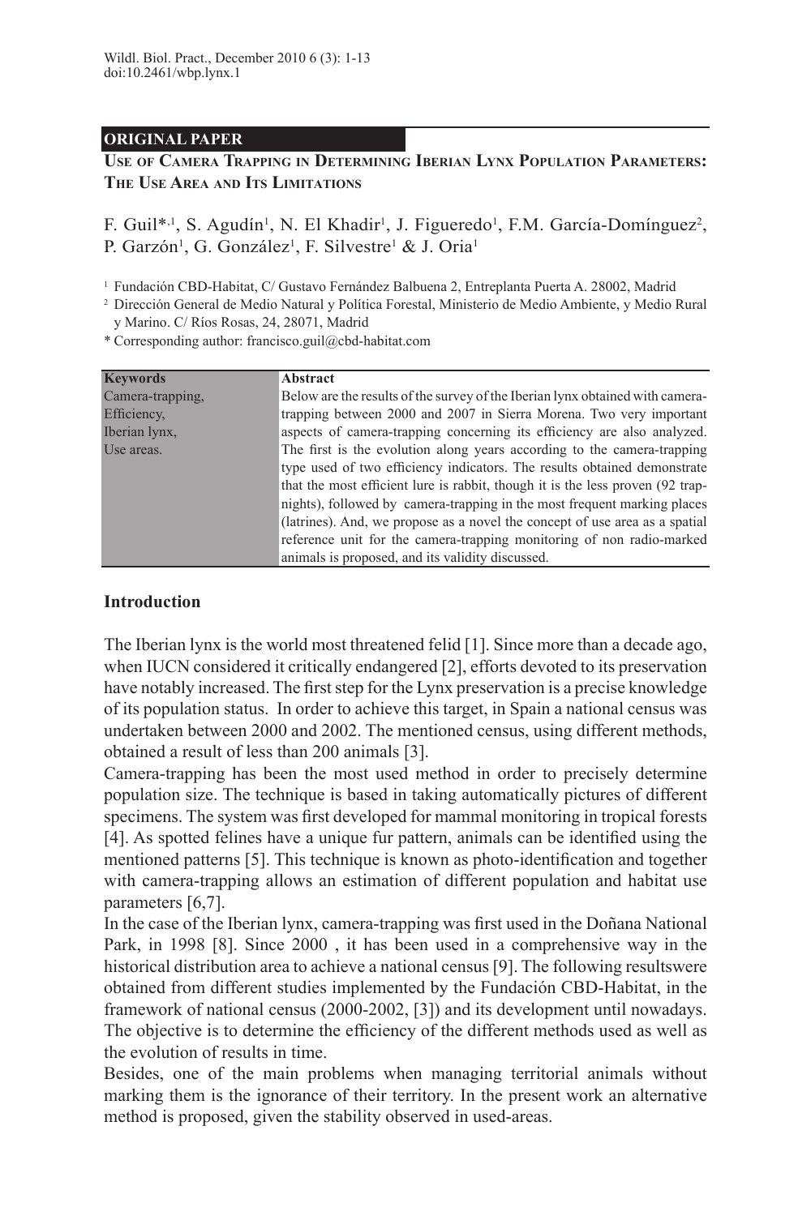**ORIGINAL PAPER**

# Use of Camera Trapping in Determining Iberian Lynx Population Parameters: The Use Area and Its Limitations

F. Guil*[,1], S. Agudín[1], N. El Khadir[1], J. Figueredo[1], F.M. García-Domínguez[2], P. Garzón[1], G. González[1], F. Silvestre[1] & J. Oria[1]

[1] Fundación CBD-Habitat, C/ Gustavo Fernández Balbuena 2, Entreplanta Puerta A. 28002, Madrid

[2] Dirección General de Medio Natural y Política Forestal, Ministerio de Medio Ambiente, y Medio Rural y Marino. C/ Ríos Rosas, 24, 28071, Madrid

\* Corresponding author: francisco.guil@cbd-habitat.com

| Keywords | Abstract |
|---|---|
| Camera-trapping, Efficiency, Iberian lynx, Use areas. | Below are the results of the survey of the Iberian lynx obtained with camera-trapping between 2000 and 2007 in Sierra Morena. Two very important aspects of camera-trapping concerning its efficiency are also analyzed. The first is the evolution along years according to the camera-trapping type used of two efficiency indicators. The results obtained demonstrate that the most efficient lure is rabbit, though it is the less proven (92 trap-nights), followed by camera-trapping in the most frequent marking places (latrines). And, we propose as a novel the concept of use area as a spatial reference unit for the camera-trapping monitoring of non radio-marked animals is proposed, and its validity discussed. |

## Introduction

The Iberian lynx is the world most threatened felid [1]. Since more than a decade ago, when IUCN considered it critically endangered [2], efforts devoted to its preservation have notably increased. The first step for the Lynx preservation is a precise knowledge of its population status. In order to achieve this target, in Spain a national census was undertaken between 2000 and 2002. The mentioned census, using different methods, obtained a result of less than 200 animals [3].

Camera-trapping has been the most used method in order to precisely determine population size. The technique is based in taking automatically pictures of different specimens. The system was first developed for mammal monitoring in tropical forests [4]. As spotted felines have a unique fur pattern, animals can be identified using the mentioned patterns [5]. This technique is known as photo-identification and together with camera-trapping allows an estimation of different population and habitat use parameters [6,7].

In the case of the Iberian lynx, camera-trapping was first used in the Doñana National Park, in 1998 [8]. Since 2000 , it has been used in a comprehensive way in the historical distribution area to achieve a national census [9]. The following resultswere obtained from different studies implemented by the Fundación CBD-Habitat, in the framework of national census (2000-2002, [3]) and its development until nowadays. The objective is to determine the efficiency of the different methods used as well as the evolution of results in time.

Besides, one of the main problems when managing territorial animals without marking them is the ignorance of their territory. In the present work an alternative method is proposed, given the stability observed in used-areas.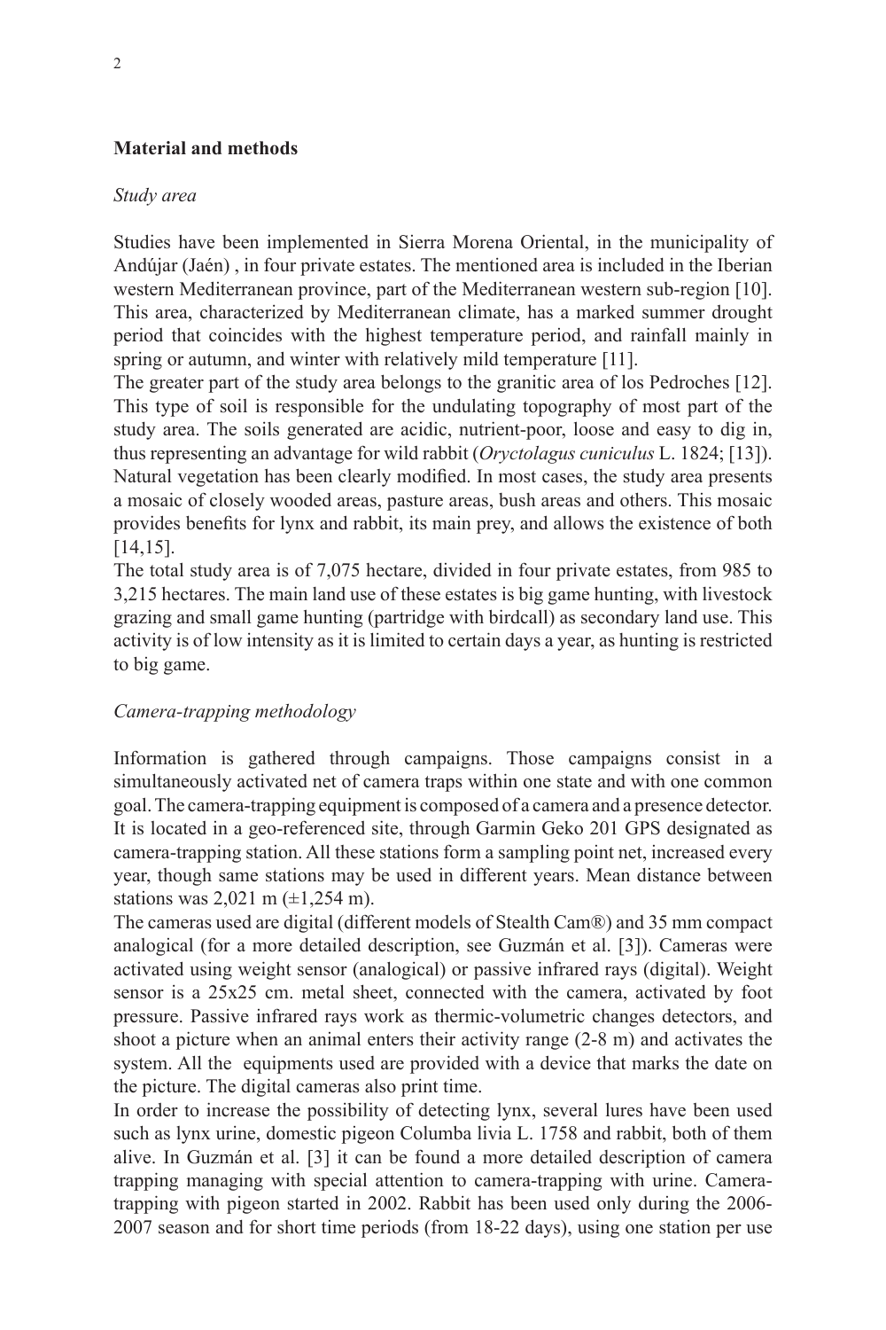## Material and methods

### *Study area*

Studies have been implemented in Sierra Morena Oriental, in the municipality of Andújar (Jaén) , in four private estates. The mentioned area is included in the Iberian western Mediterranean province, part of the Mediterranean western sub-region [10]. This area, characterized by Mediterranean climate, has a marked summer drought period that coincides with the highest temperature period, and rainfall mainly in spring or autumn, and winter with relatively mild temperature [11].

The greater part of the study area belongs to the granitic area of los Pedroches [12]. This type of soil is responsible for the undulating topography of most part of the study area. The soils generated are acidic, nutrient-poor, loose and easy to dig in, thus representing an advantage for wild rabbit (*Oryctolagus cuniculus* L. 1824; [13]). Natural vegetation has been clearly modified. In most cases, the study area presents a mosaic of closely wooded areas, pasture areas, bush areas and others. This mosaic provides benefits for lynx and rabbit, its main prey, and allows the existence of both [14,15].

The total study area is of 7,075 hectare, divided in four private estates, from 985 to 3,215 hectares. The main land use of these estates is big game hunting, with livestock grazing and small game hunting (partridge with birdcall) as secondary land use. This activity is of low intensity as it is limited to certain days a year, as hunting is restricted to big game.

### *Camera-trapping methodology*

Information is gathered through campaigns. Those campaigns consist in a simultaneously activated net of camera traps within one state and with one common goal. The camera-trapping equipment is composed of a camera and a presence detector. It is located in a geo-referenced site, through Garmin Geko 201 GPS designated as camera-trapping station. All these stations form a sampling point net, increased every year, though same stations may be used in different years. Mean distance between stations was 2,021 m (±1,254 m).

The cameras used are digital (different models of Stealth Cam®) and 35 mm compact analogical (for a more detailed description, see Guzmán et al. [3]). Cameras were activated using weight sensor (analogical) or passive infrared rays (digital). Weight sensor is a 25x25 cm. metal sheet, connected with the camera, activated by foot pressure. Passive infrared rays work as thermic-volumetric changes detectors, and shoot a picture when an animal enters their activity range (2-8 m) and activates the system. All the equipments used are provided with a device that marks the date on the picture. The digital cameras also print time.

In order to increase the possibility of detecting lynx, several lures have been used such as lynx urine, domestic pigeon Columba livia L. 1758 and rabbit, both of them alive. In Guzmán et al. [3] it can be found a more detailed description of camera trapping managing with special attention to camera-trapping with urine. Camera-trapping with pigeon started in 2002. Rabbit has been used only during the 2006-2007 season and for short time periods (from 18-22 days), using one station per use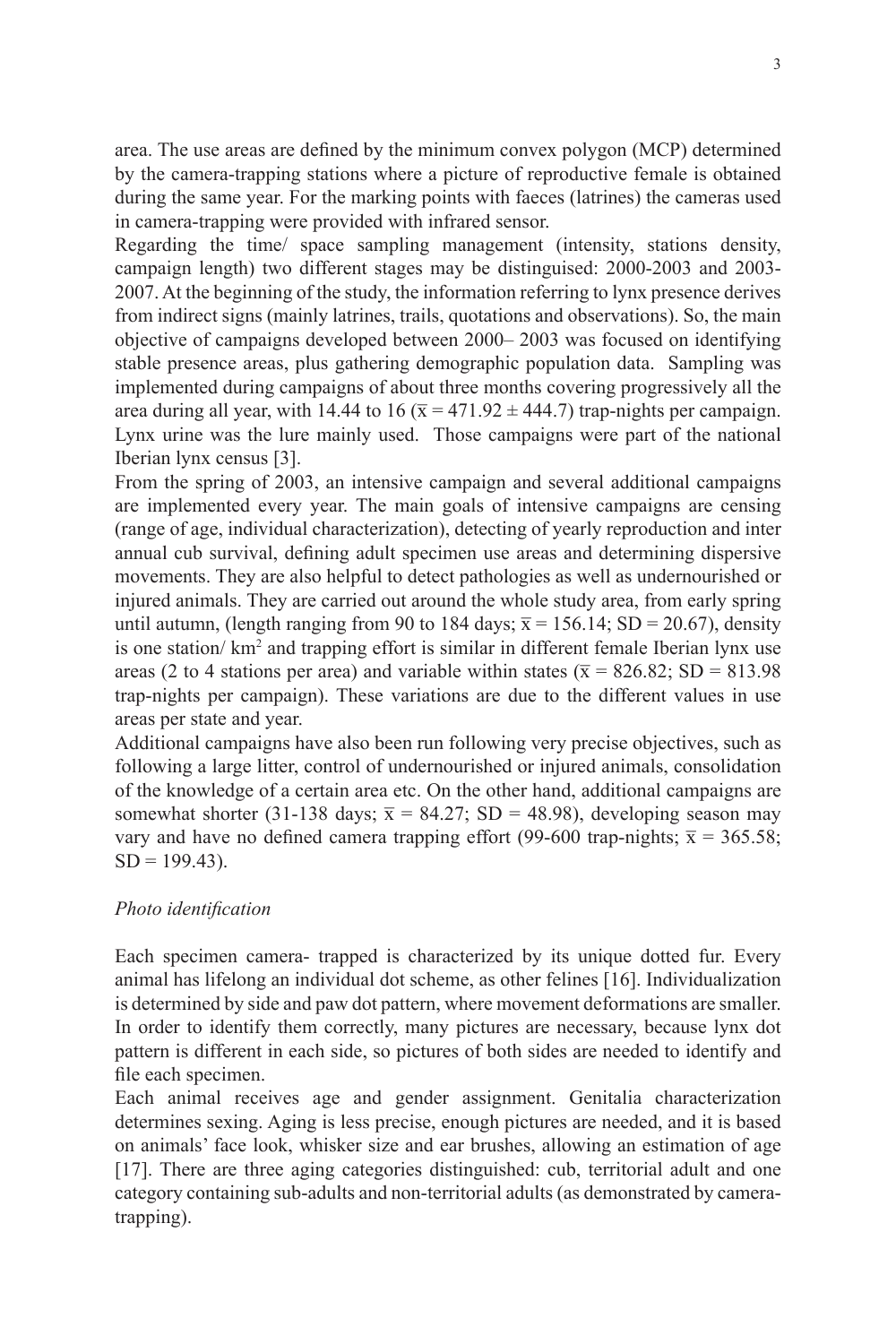area. The use areas are defined by the minimum convex polygon (MCP) determined by the camera-trapping stations where a picture of reproductive female is obtained during the same year. For the marking points with faeces (latrines) the cameras used in camera-trapping were provided with infrared sensor.

Regarding the time/ space sampling management (intensity, stations density, campaign length) two different stages may be distinguised: 2000-2003 and 2003-2007. At the beginning of the study, the information referring to lynx presence derives from indirect signs (mainly latrines, trails, quotations and observations). So, the main objective of campaigns developed between 2000– 2003 was focused on identifying stable presence areas, plus gathering demographic population data. Sampling was implemented during campaigns of about three months covering progressively all the area during all year, with 14.44 to 16 ($\bar{x} = 471.92 \pm 444.7$) trap-nights per campaign. Lynx urine was the lure mainly used. Those campaigns were part of the national Iberian lynx census [3].

From the spring of 2003, an intensive campaign and several additional campaigns are implemented every year. The main goals of intensive campaigns are censing (range of age, individual characterization), detecting of yearly reproduction and inter annual cub survival, defining adult specimen use areas and determining dispersive movements. They are also helpful to detect pathologies as well as undernourished or injured animals. They are carried out around the whole study area, from early spring until autumn, (length ranging from 90 to 184 days; $\bar{x} = 156.14$; SD = 20.67), density is one station/ km$^2$ and trapping effort is similar in different female Iberian lynx use areas (2 to 4 stations per area) and variable within states ($\bar{x} = 826.82$; SD = 813.98 trap-nights per campaign). These variations are due to the different values in use areas per state and year.

Additional campaigns have also been run following very precise objectives, such as following a large litter, control of undernourished or injured animals, consolidation of the knowledge of a certain area etc. On the other hand, additional campaigns are somewhat shorter (31-138 days; $\bar{x} = 84.27$; SD = 48.98), developing season may vary and have no defined camera trapping effort (99-600 trap-nights; $\bar{x} = 365.58$; SD = 199.43).

*Photo identification*

Each specimen camera- trapped is characterized by its unique dotted fur. Every animal has lifelong an individual dot scheme, as other felines [16]. Individualization is determined by side and paw dot pattern, where movement deformations are smaller. In order to identify them correctly, many pictures are necessary, because lynx dot pattern is different in each side, so pictures of both sides are needed to identify and file each specimen.

Each animal receives age and gender assignment. Genitalia characterization determines sexing. Aging is less precise, enough pictures are needed, and it is based on animals' face look, whisker size and ear brushes, allowing an estimation of age [17]. There are three aging categories distinguished: cub, territorial adult and one category containing sub-adults and non-territorial adults (as demonstrated by camera-trapping).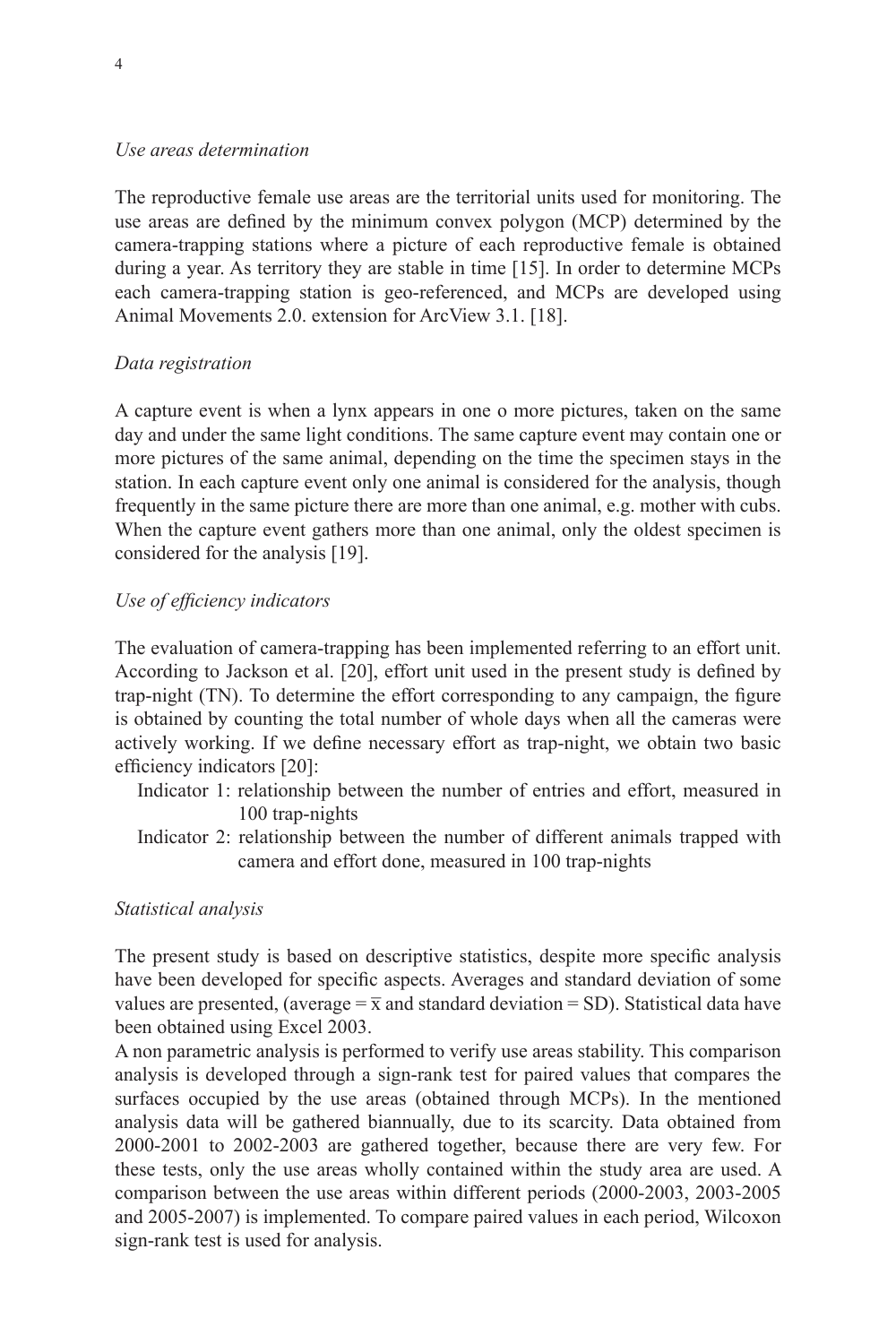*Use areas determination*

The reproductive female use areas are the territorial units used for monitoring. The use areas are defined by the minimum convex polygon (MCP) determined by the camera-trapping stations where a picture of each reproductive female is obtained during a year. As territory they are stable in time [15]. In order to determine MCPs each camera-trapping station is geo-referenced, and MCPs are developed using Animal Movements 2.0. extension for ArcView 3.1. [18].

*Data registration*

A capture event is when a lynx appears in one o more pictures, taken on the same day and under the same light conditions. The same capture event may contain one or more pictures of the same animal, depending on the time the specimen stays in the station. In each capture event only one animal is considered for the analysis, though frequently in the same picture there are more than one animal, e.g. mother with cubs. When the capture event gathers more than one animal, only the oldest specimen is considered for the analysis [19].

*Use of efficiency indicators*

The evaluation of camera-trapping has been implemented referring to an effort unit. According to Jackson et al. [20], effort unit used in the present study is defined by trap-night (TN). To determine the effort corresponding to any campaign, the figure is obtained by counting the total number of whole days when all the cameras were actively working. If we define necessary effort as trap-night, we obtain two basic efficiency indicators [20]:

Indicator 1: relationship between the number of entries and effort, measured in 100 trap-nights

Indicator 2: relationship between the number of different animals trapped with camera and effort done, measured in 100 trap-nights

*Statistical analysis*

The present study is based on descriptive statistics, despite more specific analysis have been developed for specific aspects. Averages and standard deviation of some values are presented, (average = $\bar{x}$ and standard deviation = SD). Statistical data have been obtained using Excel 2003.

A non parametric analysis is performed to verify use areas stability. This comparison analysis is developed through a sign-rank test for paired values that compares the surfaces occupied by the use areas (obtained through MCPs). In the mentioned analysis data will be gathered biannually, due to its scarcity. Data obtained from 2000-2001 to 2002-2003 are gathered together, because there are very few. For these tests, only the use areas wholly contained within the study area are used. A comparison between the use areas within different periods (2000-2003, 2003-2005 and 2005-2007) is implemented. To compare paired values in each period, Wilcoxon sign-rank test is used for analysis.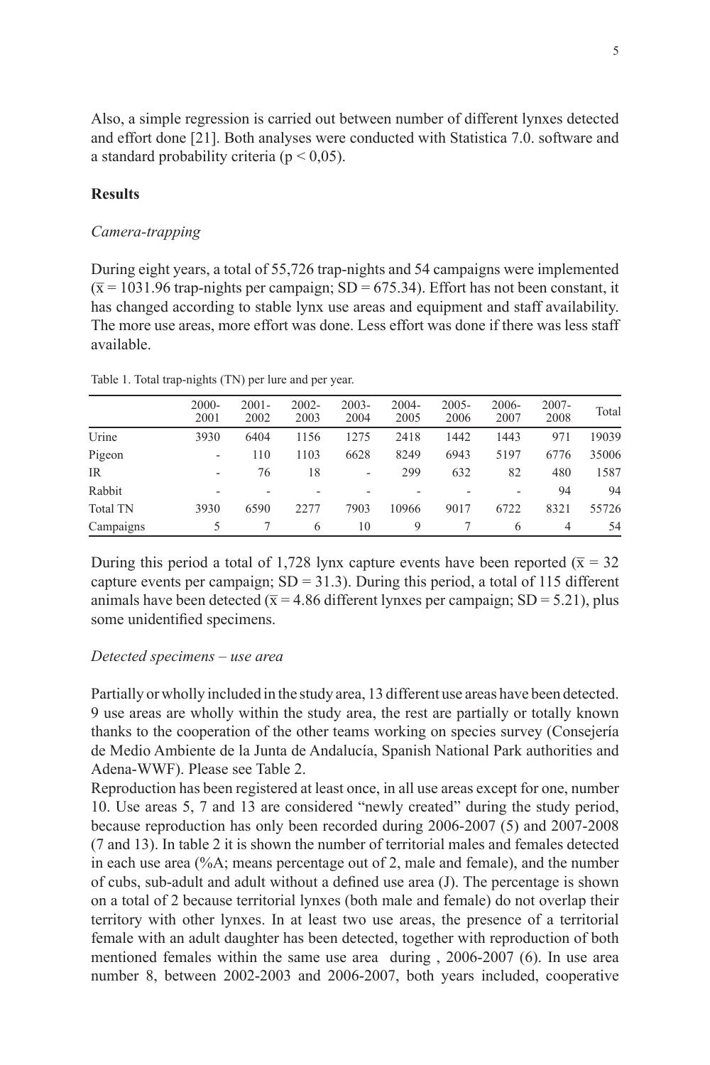Also, a simple regression is carried out between number of different lynxes detected and effort done [21]. Both analyses were conducted with Statistica 7.0. software and a standard probability criteria ($p < 0,05$).

## Results

### *Camera-trapping*

During eight years, a total of 55,726 trap-nights and 54 campaigns were implemented ($\bar{x} = 1031.96$ trap-nights per campaign; SD = 675.34). Effort has not been constant, it has changed according to stable lynx use areas and equipment and staff availability. The more use areas, more effort was done. Less effort was done if there was less staff available.

Table 1. Total trap-nights (TN) per lure and per year.

| | 2000-2001 | 2001-2002 | 2002-2003 | 2003-2004 | 2004-2005 | 2005-2006 | 2006-2007 | 2007-2008 | Total |
|---|---|---|---|---|---|---|---|---|---|
| Urine | 3930 | 6404 | 1156 | 1275 | 2418 | 1442 | 1443 | 971 | 19039 |
| Pigeon | - | 110 | 1103 | 6628 | 8249 | 6943 | 5197 | 6776 | 35006 |
| IR | - | 76 | 18 | - | 299 | 632 | 82 | 480 | 1587 |
| Rabbit | - | - | - | - | - | - | - | 94 | 94 |
| Total TN | 3930 | 6590 | 2277 | 7903 | 10966 | 9017 | 6722 | 8321 | 55726 |
| Campaigns | 5 | 7 | 6 | 10 | 9 | 7 | 6 | 4 | 54 |

During this period a total of 1,728 lynx capture events have been reported ($\bar{x} = 32$ capture events per campaign; SD = 31.3). During this period, a total of 115 different animals have been detected ($\bar{x} = 4.86$ different lynxes per campaign; SD = 5.21), plus some unidentified specimens.

### *Detected specimens – use area*

Partially or wholly included in the study area, 13 different use areas have been detected. 9 use areas are wholly within the study area, the rest are partially or totally known thanks to the cooperation of the other teams working on species survey (Consejería de Medio Ambiente de la Junta de Andalucía, Spanish National Park authorities and Adena-WWF). Please see Table 2.

Reproduction has been registered at least once, in all use areas except for one, number 10. Use areas 5, 7 and 13 are considered "newly created" during the study period, because reproduction has only been recorded during 2006-2007 (5) and 2007-2008 (7 and 13). In table 2 it is shown the number of territorial males and females detected in each use area (%A; means percentage out of 2, male and female), and the number of cubs, sub-adult and adult without a defined use area (J). The percentage is shown on a total of 2 because territorial lynxes (both male and female) do not overlap their territory with other lynxes. In at least two use areas, the presence of a territorial female with an adult daughter has been detected, together with reproduction of both mentioned females within the same use area during , 2006-2007 (6). In use area number 8, between 2002-2003 and 2006-2007, both years included, cooperative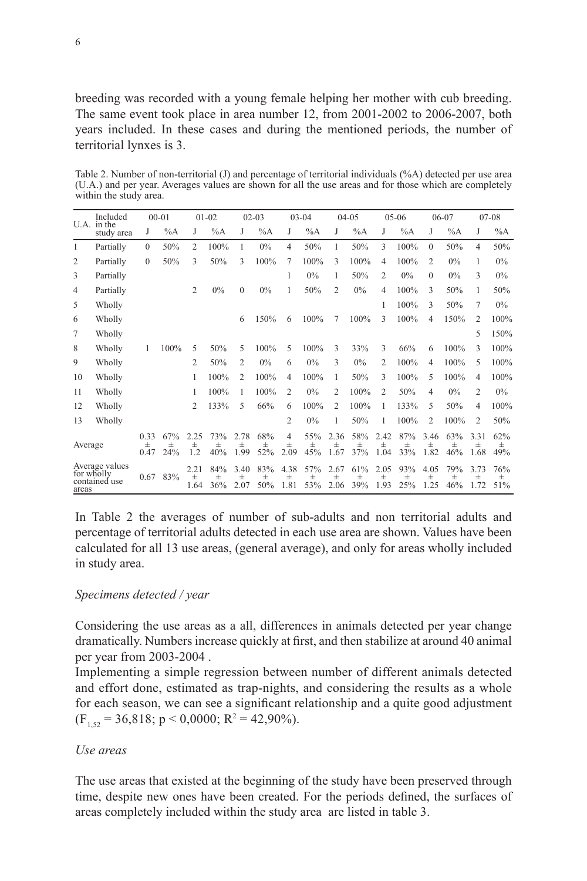breeding was recorded with a young female helping her mother with cub breeding. The same event took place in area number 12, from 2001-2002 to 2006-2007, both years included. In these cases and during the mentioned periods, the number of territorial lynxes is 3.

Table 2. Number of non-territorial (J) and percentage of territorial individuals (%A) detected per use area (U.A.) and per year. Averages values are shown for all the use areas and for those which are completely within the study area.

| U.A. | Included in the study area | 00-01 | | 01-02 | | 02-03 | | 03-04 | | 04-05 | | 05-06 | | 06-07 | | 07-08 | |
|---|---|---|---|---|---|---|---|---|---|---|---|---|---|---|---|---|---|
| | | J | %A | J | %A | J | %A | J | %A | J | %A | J | %A | J | %A | J | %A |
| 1 | Partially | 0 | 50% | 2 | 100% | 1 | 0% | 4 | 50% | 1 | 50% | 3 | 100% | 0 | 50% | 4 | 50% |
| 2 | Partially | 0 | 50% | 3 | 50% | 3 | 100% | 7 | 100% | 3 | 100% | 4 | 100% | 2 | 0% | 1 | 0% |
| 3 | Partially | | | | | | | 1 | 0% | 1 | 50% | 2 | 0% | 0 | 0% | 3 | 0% |
| 4 | Partially | | | 2 | 0% | 0 | 0% | 1 | 50% | 2 | 0% | 4 | 100% | 3 | 50% | 1 | 50% |
| 5 | Wholly | | | | | | | | | | | 1 | 100% | 3 | 50% | 7 | 0% |
| 6 | Wholly | | | | | 6 | 150% | 6 | 100% | 7 | 100% | 3 | 100% | 4 | 150% | 2 | 100% |
| 7 | Wholly | | | | | | | | | | | | | | | 5 | 150% |
| 8 | Wholly | 1 | 100% | 5 | 50% | 5 | 100% | 5 | 100% | 3 | 33% | 3 | 66% | 6 | 100% | 3 | 100% |
| 9 | Wholly | | | 2 | 50% | 2 | 0% | 6 | 0% | 3 | 0% | 2 | 100% | 4 | 100% | 5 | 100% |
| 10 | Wholly | | | 1 | 100% | 2 | 100% | 4 | 100% | 1 | 50% | 3 | 100% | 5 | 100% | 4 | 100% |
| 11 | Wholly | | | 1 | 100% | 1 | 100% | 2 | 0% | 2 | 100% | 2 | 50% | 4 | 0% | 2 | 0% |
| 12 | Wholly | | | 2 | 133% | 5 | 66% | 6 | 100% | 2 | 100% | 1 | 133% | 5 | 50% | 4 | 100% |
| 13 | Wholly | | | | | | | 2 | 0% | 1 | 50% | 1 | 100% | 2 | 100% | 2 | 50% |
| Average | | 0.33 ± 0.47 | 67% ± 24% | 2.25 ± 1.2 | 73% ± 40% | 2.78 ± 1.99 | 68% ± 52% | 4 ± 2.09 | 55% ± 45% | 2.36 ± 1.67 | 58% ± 37% | 2.42 ± 1.04 | 87% ± 33% | 3.46 ± 1.82 | 63% ± 46% | 3.31 ± 1.68 | 62% ± 49% |
| Average values for wholly contained use areas | | 0.67 | 83% | 2.21 ± 1.64 | 84% ± 36% | 3.40 ± 2.07 | 83% ± 50% | 4.38 ± 1.81 | 57% ± 53% | 2.67 ± 2.06 | 61% ± 39% | 2.05 ± 1.93 | 93% ± 25% | 4.05 ± 1.25 | 79% ± 46% | 3.73 ± 1.72 | 76% ± 51% |

In Table 2 the averages of number of sub-adults and non territorial adults and percentage of territorial adults detected in each use area are shown. Values have been calculated for all 13 use areas, (general average), and only for areas wholly included in study area.

*Specimens detected / year*

Considering the use areas as a all, differences in animals detected per year change dramatically. Numbers increase quickly at first, and then stabilize at around 40 animal per year from 2003-2004 .

Implementing a simple regression between number of different animals detected and effort done, estimated as trap-nights, and considering the results as a whole for each season, we can see a significant relationship and a quite good adjustment ($F_{1,52}$ = 36,818; $p < 0,0000$; $R^2$ = 42,90%).

*Use areas*

The use areas that existed at the beginning of the study have been preserved through time, despite new ones have been created. For the periods defined, the surfaces of areas completely included within the study area are listed in table 3.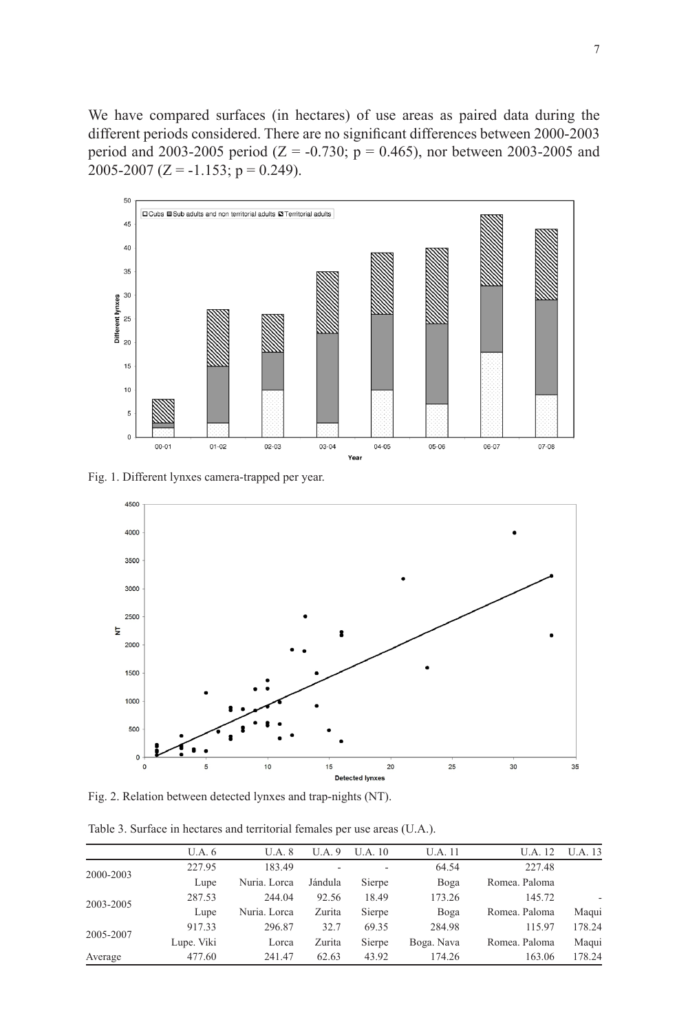We have compared surfaces (in hectares) of use areas as paired data during the different periods considered. There are no significant differences between 2000-2003 period and 2003-2005 period ($Z = -0.730$; $p = 0.465$), nor between 2003-2005 and 2005-2007 ($Z = -1.153$; $p = 0.249$).

Fig. 1. Different lynxes camera-trapped per year.

Fig. 2. Relation between detected lynxes and trap-nights (NT).

Table 3. Surface in hectares and territorial females per use areas (U.A.).

| | U.A. 6 | U.A. 8 | U.A. 9 | U.A. 10 | U.A. 11 | U.A. 12 | U.A. 13 |
|---|---|---|---|---|---|---|---|
| 2000-2003 | 227.95 | 183.49 | - | - | 64.54 | 227.48 | |
| | Lupe | Nuria. Lorca | Jándula | Sierpe | Boga | Romea. Paloma | |
| 2003-2005 | 287.53 | 244.04 | 92.56 | 18.49 | 173.26 | 145.72 | - |
| | Lupe | Nuria. Lorca | Zurita | Sierpe | Boga | Romea. Paloma | Maqui |
| 2005-2007 | 917.33 | 296.87 | 32.7 | 69.35 | 284.98 | 115.97 | 178.24 |
| | Lupe. Viki | Lorca | Zurita | Sierpe | Boga. Nava | Romea. Paloma | Maqui |
| Average | 477.60 | 241.47 | 62.63 | 43.92 | 174.26 | 163.06 | 178.24 |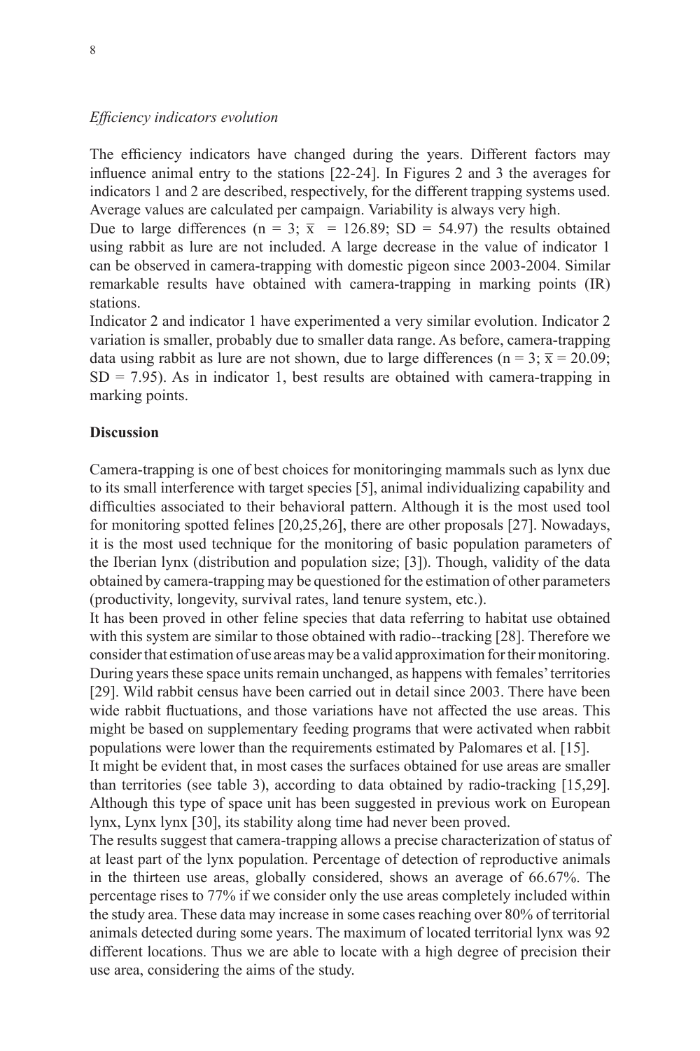*Efficiency indicators evolution*

The efficiency indicators have changed during the years. Different factors may influence animal entry to the stations [22-24]. In Figures 2 and 3 the averages for indicators 1 and 2 are described, respectively, for the different trapping systems used. Average values are calculated per campaign. Variability is always very high.

Due to large differences ($n = 3$; $\bar{x} = 126.89$; $SD = 54.97$) the results obtained using rabbit as lure are not included. A large decrease in the value of indicator 1 can be observed in camera-trapping with domestic pigeon since 2003-2004. Similar remarkable results have obtained with camera-trapping in marking points (IR) stations.

Indicator 2 and indicator 1 have experimented a very similar evolution. Indicator 2 variation is smaller, probably due to smaller data range. As before, camera-trapping data using rabbit as lure are not shown, due to large differences ($n = 3$; $\bar{x} = 20.09$; $SD = 7.95$). As in indicator 1, best results are obtained with camera-trapping in marking points.

**Discussion**

Camera-trapping is one of best choices for monitoringing mammals such as lynx due to its small interference with target species [5], animal individualizing capability and difficulties associated to their behavioral pattern. Although it is the most used tool for monitoring spotted felines [20,25,26], there are other proposals [27]. Nowadays, it is the most used technique for the monitoring of basic population parameters of the Iberian lynx (distribution and population size; [3]). Though, validity of the data obtained by camera-trapping may be questioned for the estimation of other parameters (productivity, longevity, survival rates, land tenure system, etc.).

It has been proved in other feline species that data referring to habitat use obtained with this system are similar to those obtained with radio--tracking [28]. Therefore we consider that estimation of use areas may be a valid approximation for their monitoring. During years these space units remain unchanged, as happens with females' territories [29]. Wild rabbit census have been carried out in detail since 2003. There have been wide rabbit fluctuations, and those variations have not affected the use areas. This might be based on supplementary feeding programs that were activated when rabbit populations were lower than the requirements estimated by Palomares et al. [15].

It might be evident that, in most cases the surfaces obtained for use areas are smaller than territories (see table 3), according to data obtained by radio-tracking [15,29]. Although this type of space unit has been suggested in previous work on European lynx, Lynx lynx [30], its stability along time had never been proved.

The results suggest that camera-trapping allows a precise characterization of status of at least part of the lynx population. Percentage of detection of reproductive animals in the thirteen use areas, globally considered, shows an average of 66.67%. The percentage rises to 77% if we consider only the use areas completely included within the study area. These data may increase in some cases reaching over 80% of territorial animals detected during some years. The maximum of located territorial lynx was 92 different locations. Thus we are able to locate with a high degree of precision their use area, considering the aims of the study.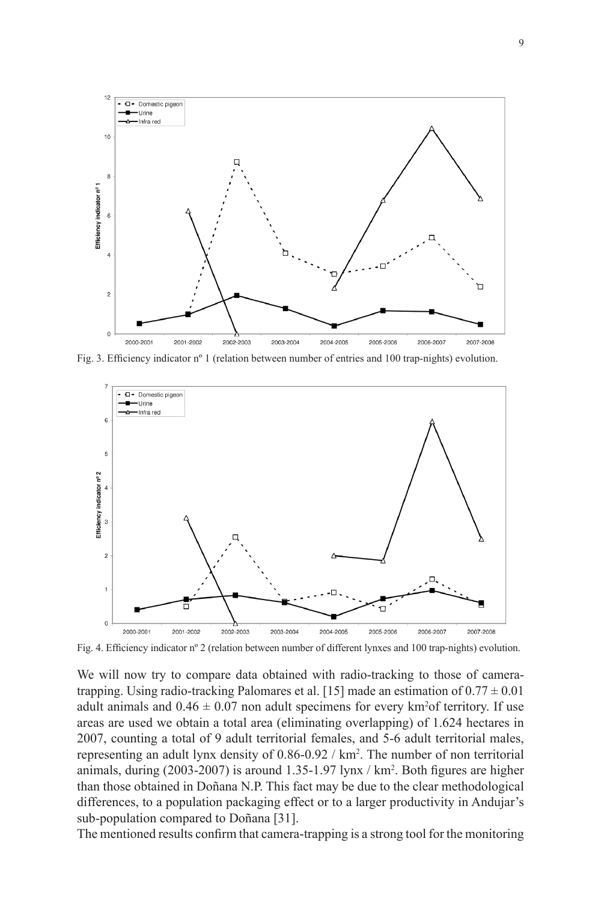Fig. 3. Efficiency indicator nº 1 (relation between number of entries and 100 trap-nights) evolution.

Fig. 4. Efficiency indicator nº 2 (relation between number of different lynxes and 100 trap-nights) evolution.

We will now try to compare data obtained with radio-tracking to those of camera-trapping. Using radio-tracking Palomares et al. [15] made an estimation of $0.77 \pm 0.01$ adult animals and $0.46 \pm 0.07$ non adult specimens for every km$^2$of territory. If use areas are used we obtain a total area (eliminating overlapping) of 1.624 hectares in 2007, counting a total of 9 adult territorial females, and 5-6 adult territorial males, representing an adult lynx density of 0.86-0.92 / km$^2$. The number of non territorial animals, during (2003-2007) is around 1.35-1.97 lynx / km$^2$. Both figures are higher than those obtained in Doñana N.P. This fact may be due to the clear methodological differences, to a population packaging effect or to a larger productivity in Andujar's sub-population compared to Doñana [31].

The mentioned results confirm that camera-trapping is a strong tool for the monitoring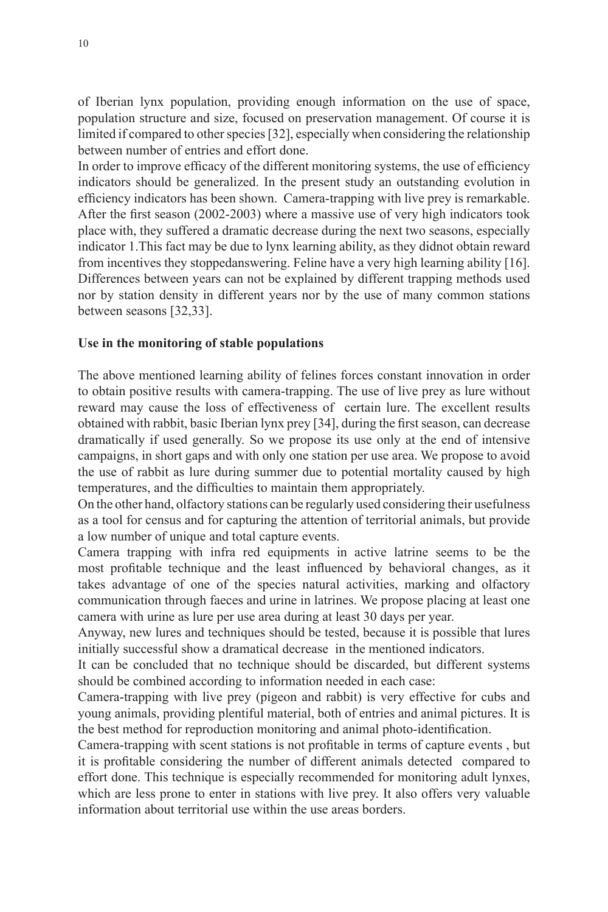of Iberian lynx population, providing enough information on the use of space, population structure and size, focused on preservation management. Of course it is limited if compared to other species [32], especially when considering the relationship between number of entries and effort done.

In order to improve efficacy of the different monitoring systems, the use of efficiency indicators should be generalized. In the present study an outstanding evolution in efficiency indicators has been shown. Camera-trapping with live prey is remarkable. After the first season (2002-2003) where a massive use of very high indicators took place with, they suffered a dramatic decrease during the next two seasons, especially indicator 1.This fact may be due to lynx learning ability, as they didnot obtain reward from incentives they stoppedanswering. Feline have a very high learning ability [16]. Differences between years can not be explained by different trapping methods used nor by station density in different years nor by the use of many common stations between seasons [32,33].

**Use in the monitoring of stable populations**

The above mentioned learning ability of felines forces constant innovation in order to obtain positive results with camera-trapping. The use of live prey as lure without reward may cause the loss of effectiveness of certain lure. The excellent results obtained with rabbit, basic Iberian lynx prey [34], during the first season, can decrease dramatically if used generally. So we propose its use only at the end of intensive campaigns, in short gaps and with only one station per use area. We propose to avoid the use of rabbit as lure during summer due to potential mortality caused by high temperatures, and the difficulties to maintain them appropriately.

On the other hand, olfactory stations can be regularly used considering their usefulness as a tool for census and for capturing the attention of territorial animals, but provide a low number of unique and total capture events.

Camera trapping with infra red equipments in active latrine seems to be the most profitable technique and the least influenced by behavioral changes, as it takes advantage of one of the species natural activities, marking and olfactory communication through faeces and urine in latrines. We propose placing at least one camera with urine as lure per use area during at least 30 days per year.

Anyway, new lures and techniques should be tested, because it is possible that lures initially successful show a dramatical decrease in the mentioned indicators.

It can be concluded that no technique should be discarded, but different systems should be combined according to information needed in each case:

Camera-trapping with live prey (pigeon and rabbit) is very effective for cubs and young animals, providing plentiful material, both of entries and animal pictures. It is the best method for reproduction monitoring and animal photo-identification.

Camera-trapping with scent stations is not profitable in terms of capture events , but it is profitable considering the number of different animals detected compared to effort done. This technique is especially recommended for monitoring adult lynxes, which are less prone to enter in stations with live prey. It also offers very valuable information about territorial use within the use areas borders.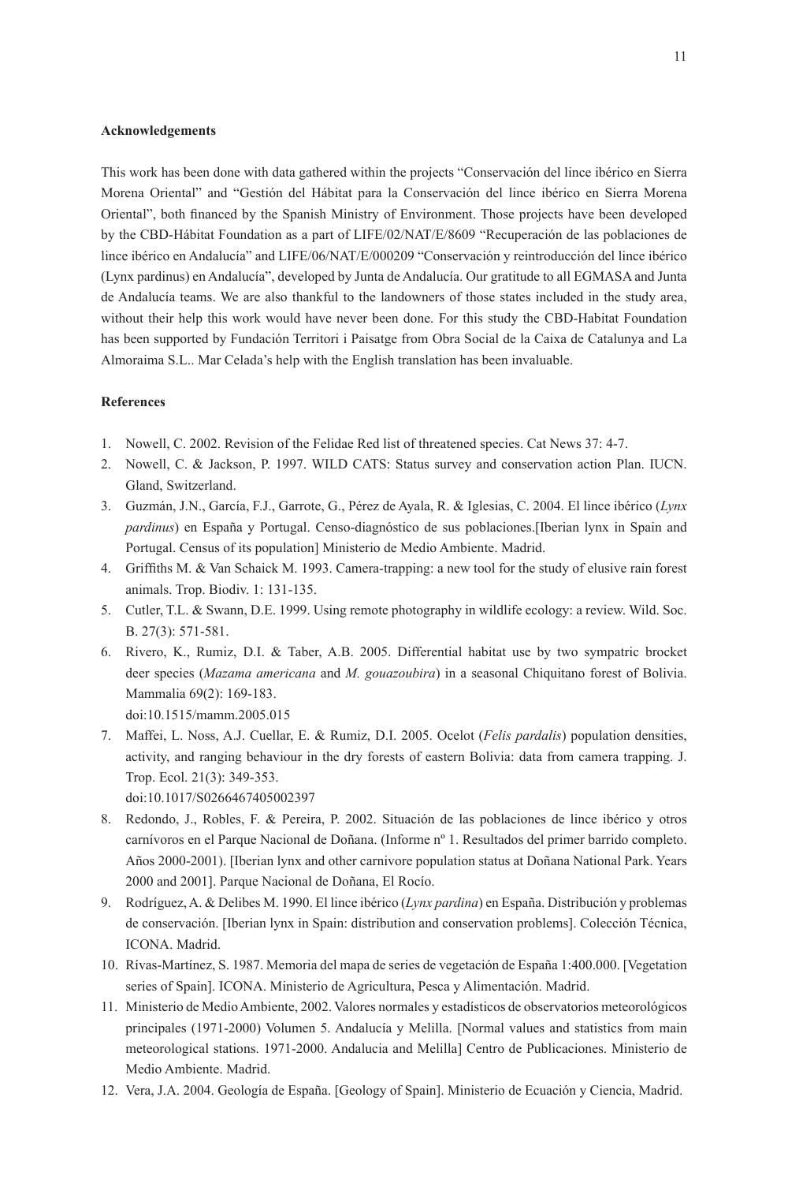**Acknowledgements**

This work has been done with data gathered within the projects "Conservación del lince ibérico en Sierra Morena Oriental" and "Gestión del Hábitat para la Conservación del lince ibérico en Sierra Morena Oriental", both financed by the Spanish Ministry of Environment. Those projects have been developed by the CBD-Hábitat Foundation as a part of LIFE/02/NAT/E/8609 "Recuperación de las poblaciones de lince ibérico en Andalucía" and LIFE/06/NAT/E/000209 "Conservación y reintroducción del lince ibérico (Lynx pardinus) en Andalucía", developed by Junta de Andalucía. Our gratitude to all EGMASA and Junta de Andalucía teams. We are also thankful to the landowners of those states included in the study area, without their help this work would have never been done. For this study the CBD-Habitat Foundation has been supported by Fundación Territori i Paisatge from Obra Social de la Caixa de Catalunya and La Almoraima S.L.. Mar Celada's help with the English translation has been invaluable.

**References**

1. Nowell, C. 2002. Revision of the Felidae Red list of threatened species. Cat News 37: 4-7.
2. Nowell, C. & Jackson, P. 1997. WILD CATS: Status survey and conservation action Plan. IUCN. Gland, Switzerland.
3. Guzmán, J.N., García, F.J., Garrote, G., Pérez de Ayala, R. & Iglesias, C. 2004. El lince ibérico (*Lynx pardinus*) en España y Portugal. Censo-diagnóstico de sus poblaciones.[Iberian lynx in Spain and Portugal. Census of its population] Ministerio de Medio Ambiente. Madrid.
4. Griffiths M. & Van Schaick M. 1993. Camera-trapping: a new tool for the study of elusive rain forest animals. Trop. Biodiv. 1: 131-135.
5. Cutler, T.L. & Swann, D.E. 1999. Using remote photography in wildlife ecology: a review. Wild. Soc. B. 27(3): 571-581.
6. Rivero, K., Rumiz, D.I. & Taber, A.B. 2005. Differential habitat use by two sympatric brocket deer species (*Mazama americana* and *M. gouazoubira*) in a seasonal Chiquitano forest of Bolivia. Mammalia 69(2): 169-183.
   doi:10.1515/mamm.2005.015
7. Maffei, L. Noss, A.J. Cuellar, E. & Rumiz, D.I. 2005. Ocelot (*Felis pardalis*) population densities, activity, and ranging behaviour in the dry forests of eastern Bolivia: data from camera trapping. J. Trop. Ecol. 21(3): 349-353.
   doi:10.1017/S0266467405002397
8. Redondo, J., Robles, F. & Pereira, P. 2002. Situación de las poblaciones de lince ibérico y otros carnívoros en el Parque Nacional de Doñana. (Informe nº 1. Resultados del primer barrido completo. Años 2000-2001). [Iberian lynx and other carnivore population status at Doñana National Park. Years 2000 and 2001]. Parque Nacional de Doñana, El Rocío.
9. Rodríguez, A. & Delibes M. 1990. El lince ibérico (*Lynx pardina*) en España. Distribución y problemas de conservación. [Iberian lynx in Spain: distribution and conservation problems]. Colección Técnica, ICONA. Madrid.
10. Rívas-Martínez, S. 1987. Memoria del mapa de series de vegetación de España 1:400.000. [Vegetation series of Spain]. ICONA. Ministerio de Agricultura, Pesca y Alimentación. Madrid.
11. Ministerio de Medio Ambiente, 2002. Valores normales y estadísticos de observatorios meteorológicos principales (1971-2000) Volumen 5. Andalucía y Melilla. [Normal values and statistics from main meteorological stations. 1971-2000. Andalucia and Melilla] Centro de Publicaciones. Ministerio de Medio Ambiente. Madrid.
12. Vera, J.A. 2004. Geología de España. [Geology of Spain]. Ministerio de Ecuación y Ciencia, Madrid.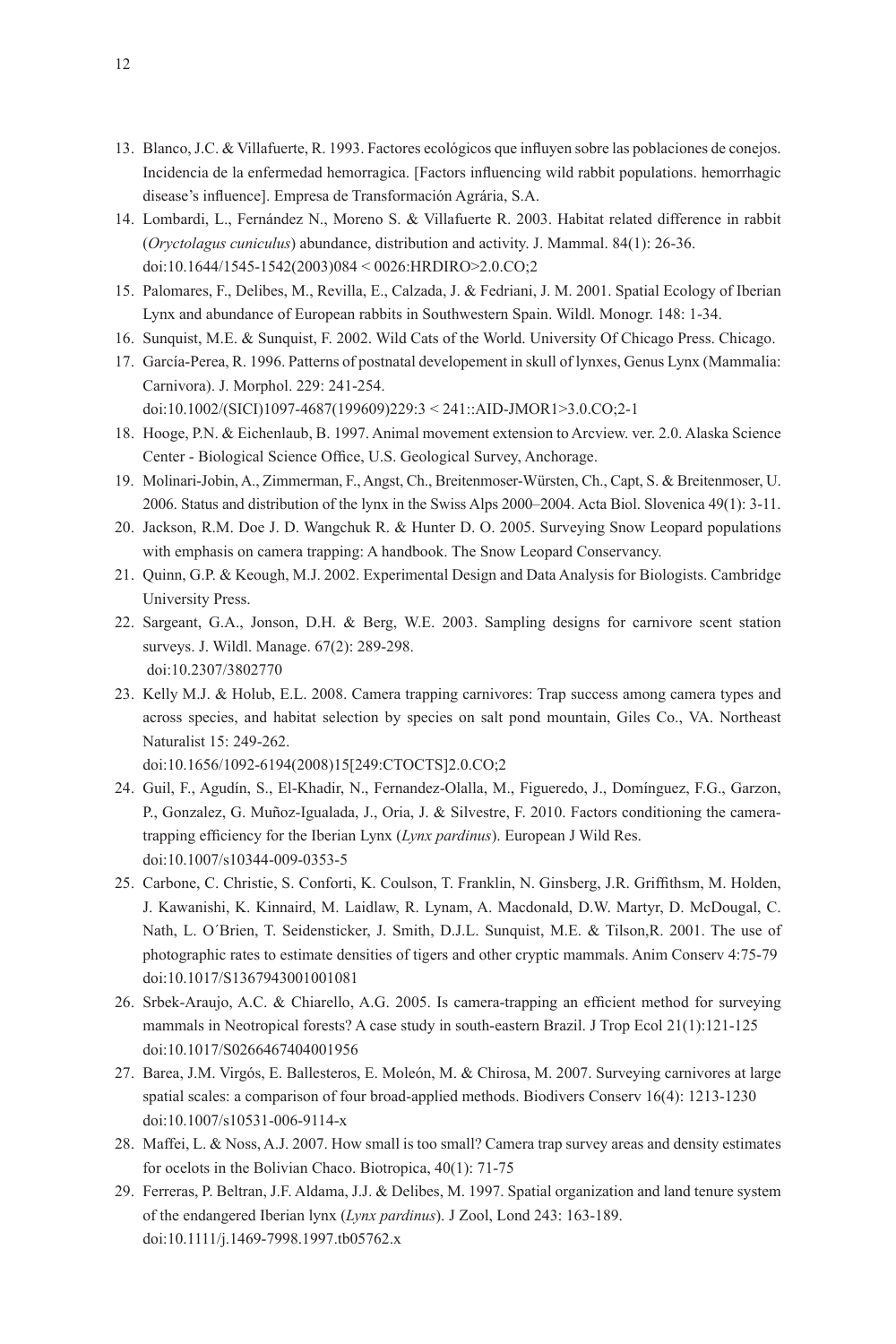13. Blanco, J.C. & Villafuerte, R. 1993. Factores ecológicos que influyen sobre las poblaciones de conejos. Incidencia de la enfermedad hemorragica. [Factors influencing wild rabbit populations. hemorrhagic disease's influence]. Empresa de Transformación Agrária, S.A.
14. Lombardi, L., Fernández N., Moreno S. & Villafuerte R. 2003. Habitat related difference in rabbit (*Oryctolagus cuniculus*) abundance, distribution and activity. J. Mammal. 84(1): 26-36. doi:10.1644/1545-1542(2003)084 < 0026:HRDIRO>2.0.CO;2
15. Palomares, F., Delibes, M., Revilla, E., Calzada, J. & Fedriani, J. M. 2001. Spatial Ecology of Iberian Lynx and abundance of European rabbits in Southwestern Spain. Wildl. Monogr. 148: 1-34.
16. Sunquist, M.E. & Sunquist, F. 2002. Wild Cats of the World. University Of Chicago Press. Chicago.
17. García-Perea, R. 1996. Patterns of postnatal developement in skull of lynxes, Genus Lynx (Mammalia: Carnivora). J. Morphol. 229: 241-254.
doi:10.1002/(SICI)1097-4687(199609)229:3 < 241::AID-JMOR1>3.0.CO;2-1
18. Hooge, P.N. & Eichenlaub, B. 1997. Animal movement extension to Arcview. ver. 2.0. Alaska Science Center - Biological Science Office, U.S. Geological Survey, Anchorage.
19. Molinari-Jobin, A., Zimmerman, F., Angst, Ch., Breitenmoser-Würsten, Ch., Capt, S. & Breitenmoser, U. 2006. Status and distribution of the lynx in the Swiss Alps 2000–2004. Acta Biol. Slovenica 49(1): 3-11.
20. Jackson, R.M. Doe J. D. Wangchuk R. & Hunter D. O. 2005. Surveying Snow Leopard populations with emphasis on camera trapping: A handbook. The Snow Leopard Conservancy.
21. Quinn, G.P. & Keough, M.J. 2002. Experimental Design and Data Analysis for Biologists. Cambridge University Press.
22. Sargeant, G.A., Jonson, D.H. & Berg, W.E. 2003. Sampling designs for carnivore scent station surveys. J. Wildl. Manage. 67(2): 289-298.
doi:10.2307/3802770
23. Kelly M.J. & Holub, E.L. 2008. Camera trapping carnivores: Trap success among camera types and across species, and habitat selection by species on salt pond mountain, Giles Co., VA. Northeast Naturalist 15: 249-262.
doi:10.1656/1092-6194(2008)15[249:CTOCTS]2.0.CO;2
24. Guil, F., Agudín, S., El-Khadir, N., Fernandez-Olalla, M., Figueredo, J., Domínguez, F.G., Garzon, P., Gonzalez, G. Muñoz-Igualada, J., Oria, J. & Silvestre, F. 2010. Factors conditioning the camera-trapping efficiency for the Iberian Lynx (*Lynx pardinus*). European J Wild Res.
doi:10.1007/s10344-009-0353-5
25. Carbone, C. Christie, S. Conforti, K. Coulson, T. Franklin, N. Ginsberg, J.R. Griffithsm, M. Holden, J. Kawanishi, K. Kinnaird, M. Laidlaw, R. Lynam, A. Macdonald, D.W. Martyr, D. McDougal, C. Nath, L. O´Brien, T. Seidensticker, J. Smith, D.J.L. Sunquist, M.E. & Tilson,R. 2001. The use of photographic rates to estimate densities of tigers and other cryptic mammals. Anim Conserv 4:75-79
doi:10.1017/S1367943001001081
26. Srbek-Araujo, A.C. & Chiarello, A.G. 2005. Is camera-trapping an efficient method for surveying mammals in Neotropical forests? A case study in south-eastern Brazil. J Trop Ecol 21(1):121-125
doi:10.1017/S0266467404001956
27. Barea, J.M. Virgós, E. Ballesteros, E. Moleón, M. & Chirosa, M. 2007. Surveying carnivores at large spatial scales: a comparison of four broad-applied methods. Biodivers Conserv 16(4): 1213-1230
doi:10.1007/s10531-006-9114-x
28. Maffei, L. & Noss, A.J. 2007. How small is too small? Camera trap survey areas and density estimates for ocelots in the Bolivian Chaco. Biotropica, 40(1): 71-75
29. Ferreras, P. Beltran, J.F. Aldama, J.J. & Delibes, M. 1997. Spatial organization and land tenure system of the endangered Iberian lynx (*Lynx pardinus*). J Zool, Lond 243: 163-189.
doi:10.1111/j.1469-7998.1997.tb05762.x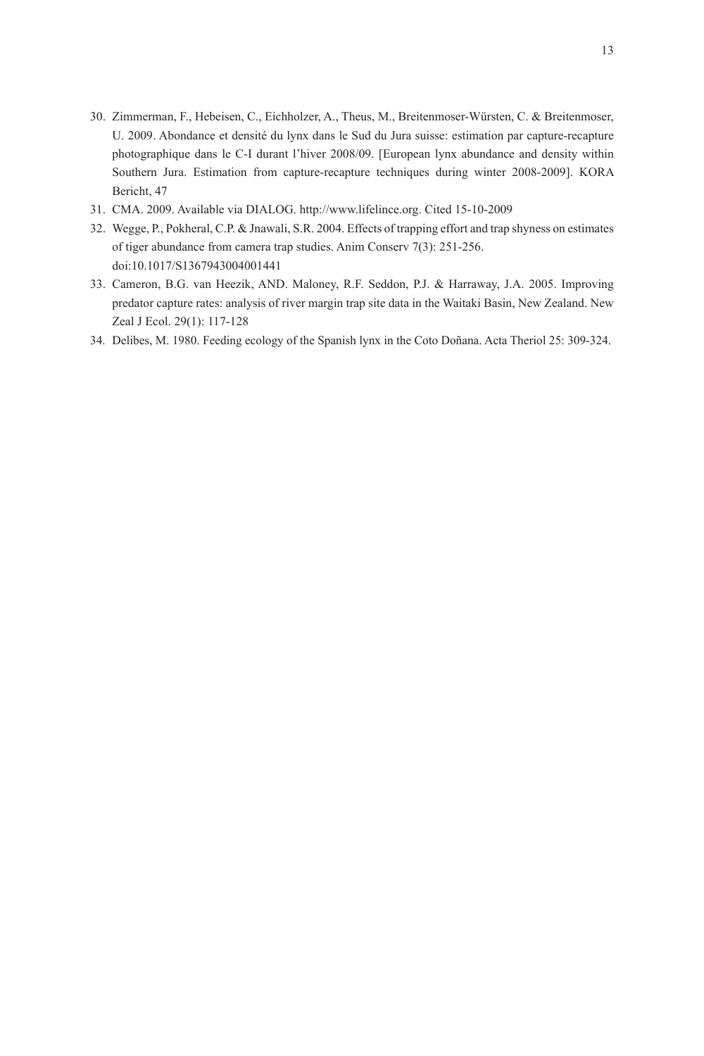30. Zimmerman, F., Hebeisen, C., Eichholzer, A., Theus, M., Breitenmoser-Würsten, C. & Breitenmoser, U. 2009. Abondance et densité du lynx dans le Sud du Jura suisse: estimation par capture-recapture photographique dans le C-I durant l'hiver 2008/09. [European lynx abundance and density within Southern Jura. Estimation from capture-recapture techniques during winter 2008-2009]. KORA Bericht, 47
31. CMA. 2009. Available via DIALOG. http://www.lifelince.org. Cited 15-10-2009
32. Wegge, P., Pokheral, C.P. & Jnawali, S.R. 2004. Effects of trapping effort and trap shyness on estimates of tiger abundance from camera trap studies. Anim Conserv 7(3): 251-256. doi:10.1017/S1367943004001441
33. Cameron, B.G. van Heezik, AND. Maloney, R.F. Seddon, P.J. & Harraway, J.A. 2005. Improving predator capture rates: analysis of river margin trap site data in the Waitaki Basin, New Zealand. New Zeal J Ecol. 29(1): 117-128
34. Delibes, M. 1980. Feeding ecology of the Spanish lynx in the Coto Doñana. Acta Theriol 25: 309-324.